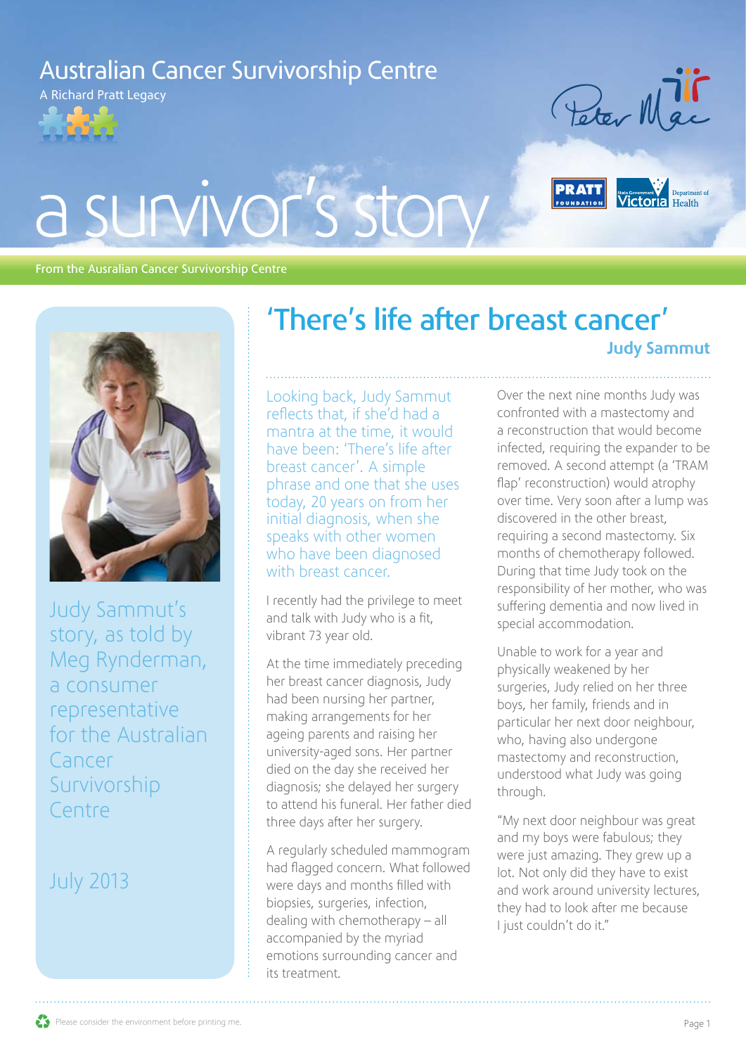Australian Cancer Survivorship Centre

A Richard Pratt Legacy

# a survivor's story

From the Ausralian Cancer Survivorship Centre

Judy Sammut's story, as told by Meg Rynderman, a consumer representative for the Australian Cancer Survivorship Centre

July 2013

## 'There's life after breast cancer'

**Judy Sammut**

Looking back, Judy Sammut reflects that, if she'd had a mantra at the time, it would have been: 'There's life after breast cancer'. A simple phrase and one that she uses today, 20 years on from her initial diagnosis, when she speaks with other women who have been diagnosed with breast cancer.

I recently had the privilege to meet and talk with Judy who is a fit, vibrant 73 year old.

At the time immediately preceding her breast cancer diagnosis, Judy had been nursing her partner, making arrangements for her ageing parents and raising her university-aged sons. Her partner died on the day she received her diagnosis; she delayed her surgery to attend his funeral. Her father died three days after her surgery.

A regularly scheduled mammogram had flagged concern. What followed were days and months filled with biopsies, surgeries, infection, dealing with chemotherapy – all accompanied by the myriad emotions surrounding cancer and its treatment.

Over the next nine months Judy was confronted with a mastectomy and a reconstruction that would become infected, requiring the expander to be removed. A second attempt (a 'TRAM flap' reconstruction) would atrophy over time. Very soon after a lump was discovered in the other breast, requiring a second mastectomy. Six months of chemotherapy followed. During that time Judy took on the responsibility of her mother, who was suffering dementia and now lived in special accommodation.

Unable to work for a year and physically weakened by her surgeries, Judy relied on her three boys, her family, friends and in particular her next door neighbour, who, having also undergone mastectomy and reconstruction, understood what Judy was going through.

"My next door neighbour was great and my boys were fabulous; they were just amazing. They grew up a lot. Not only did they have to exist and work around university lectures, they had to look after me because I just couldn't do it."

Please consider the environment before printing me.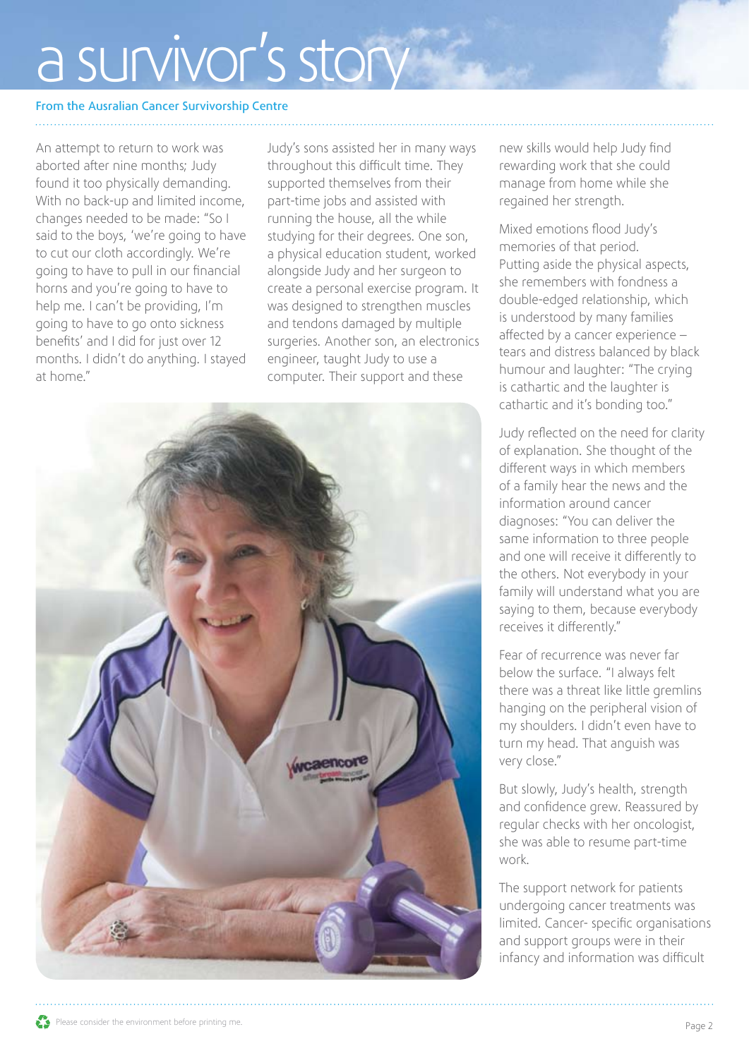# a survivor's story

From the Ausralian Cancer Survivorship Centre

An attempt to return to work was aborted after nine months; Judy found it too physically demanding. With no back-up and limited income, changes needed to be made: "So I said to the boys, 'we're going to have to cut our cloth accordingly. We're going to have to pull in our financial horns and you're going to have to help me. I can't be providing, I'm going to have to go onto sickness benefits' and I did for just over 12 months. I didn't do anything. I stayed at home."

Judy's sons assisted her in many ways throughout this difficult time. They supported themselves from their part-time jobs and assisted with running the house, all the while studying for their degrees. One son, a physical education student, worked alongside Judy and her surgeon to create a personal exercise program. It was designed to strengthen muscles and tendons damaged by multiple surgeries. Another son, an electronics engineer, taught Judy to use a computer. Their support and these new skills would help Judy find rewarding work that she could manage from home while she regained her strength.

Mixed emotions flood Judy's memories of that period. Putting aside the physical aspects, she remembers with fondness a double-edged relationship, which is understood by many families affected by a cancer experience – tears and distress balanced by black humour and laughter: "The crying is cathartic and the laughter is cathartic and it's bonding too."

Judy reflected on the need for clarity of explanation. She thought of the different ways in which members of a family hear the news and the information around cancer diagnoses: "You can deliver the same information to three people and one will receive it differently to the others. Not everybody in your family will understand what you are saying to them, because everybody receives it differently."

Fear of recurrence was never far below the surface. "I always felt there was a threat like little gremlins hanging on the peripheral vision of my shoulders. I didn't even have to turn my head. That anguish was very close."

But slowly, Judy's health, strength and confidence grew. Reassured by regular checks with her oncologist, she was able to resume part-time work.

The support network for patients undergoing cancer treatments was limited. Cancer- specific organisations and support groups were in their infancy and information was difficult

Please consider the environment before printing me.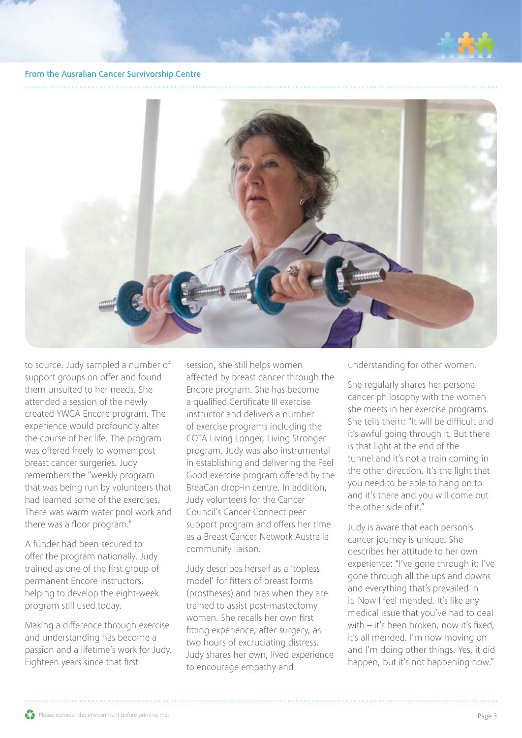From the Ausralian Cancer Survivorship Centre

to source. Judy sampled a number of support groups on offer and found them unsuited to her needs. She attended a session of the newly created YWCA Encore program. The experience would profoundly alter the course of her life. The program was offered freely to women post breast cancer surgeries. Judy remembers the "weekly program that was being run by volunteers that had learned some of the exercises. There was warm water pool work and there was a floor program."

A funder had been secured to offer the program nationally. Judy trained as one of the first group of permanent Encore instructors, helping to develop the eight-week program still used today.

Making a difference through exercise and understanding has become a passion and a lifetime's work for Judy. Eighteen years since that first session, she still helps women affected by breast cancer through the Encore program. She has become a qualified Certificate III exercise instructor and delivers a number of exercise programs including the COTA Living Longer, Living Stronger program. Judy was also instrumental in establishing and delivering the Feel Good exercise program offered by the BreaCan drop-in centre. In addition, Judy volunteers for the Cancer Council's Cancer Connect peer support program and offers her time as a Breast Cancer Network Australia community liaison.

Judy describes herself as a 'topless model' for fitters of breast forms (prostheses) and bras when they are trained to assist post-mastectomy women. She recalls her own first fitting experience, after surgery, as two hours of excruciating distress. Judy shares her own, lived experience to encourage empathy and understanding for other women.

She regularly shares her personal cancer philosophy with the women she meets in her exercise programs. She tells them: "It will be difficult and it's awful going through it. But there is that light at the end of the tunnel and it's not a train coming in the other direction. It's the light that you need to be able to hang on to and it's there and you will come out the other side of it."

Judy is aware that each person's cancer journey is unique. She describes her attitude to her own experience: "I've gone through it; I've gone through all the ups and downs and everything that's prevailed in it. Now I feel mended. It's like any medical issue that you've had to deal with – it's been broken, now it's fixed, it's all mended. I'm now moving on and I'm doing other things. Yes, it did happen, but it's not happening now."

Please consider the environment before printing me.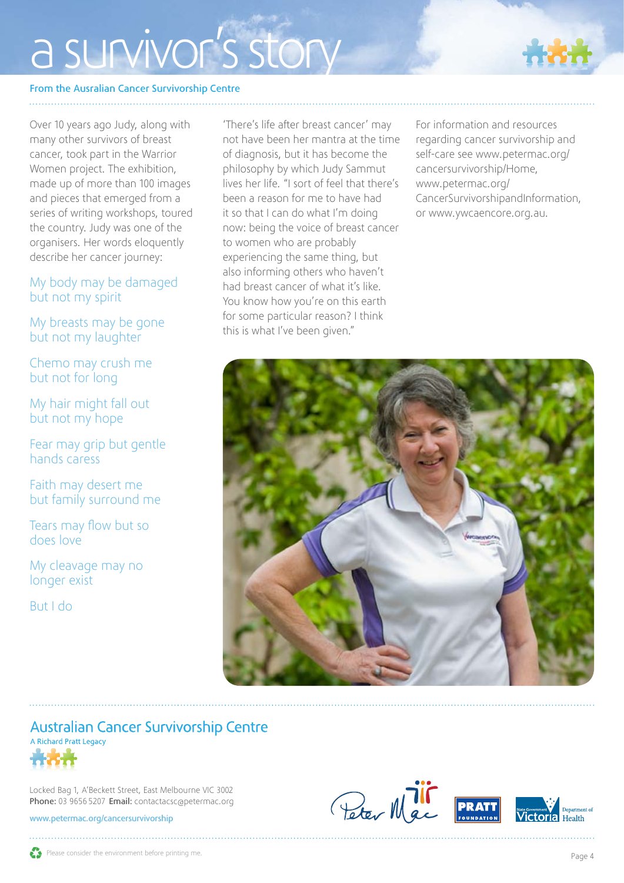# a survivor's story

From the Ausralian Cancer Survivorship Centre

Over 10 years ago Judy, along with many other survivors of breast cancer, took part in the Warrior Women project. The exhibition, made up of more than 100 images and pieces that emerged from a series of writing workshops, toured the country. Judy was one of the organisers. Her words eloquently describe her cancer journey:

My body may be damaged  
but not my spirit

My breasts may be gone  
but not my laughter

Chemo may crush me  
but not for long

My hair might fall out  
but not my hope

Fear may grip but gentle  
hands caress

Faith may desert me  
but family surround me

Tears may flow but so  
does love

My cleavage may no  
longer exist

But I do

'There's life after breast cancer' may not have been her mantra at the time of diagnosis, but it has become the philosophy by which Judy Sammut lives her life. "I sort of feel that there's been a reason for me to have had it so that I can do what I'm doing now: being the voice of breast cancer to women who are probably experiencing the same thing, but also informing others who haven't had breast cancer of what it's like. You know how you're on this earth for some particular reason? I think this is what I've been given."

For information and resources regarding cancer survivorship and self-care see www.petermac.org/cancersurvivorship/Home, www.petermac.org/CancerSurvivorshipandInformation, or www.ywcaencore.org.au.

## Australian Cancer Survivorship Centre

A Richard Pratt Legacy

Locked Bag 1, A'Beckett Street, East Melbourne VIC 3002  
**Phone:** 03 9656 5207 **Email:** contactacsc@petermac.org

www.petermac.org/cancersurvivorship

Please consider the environment before printing me.